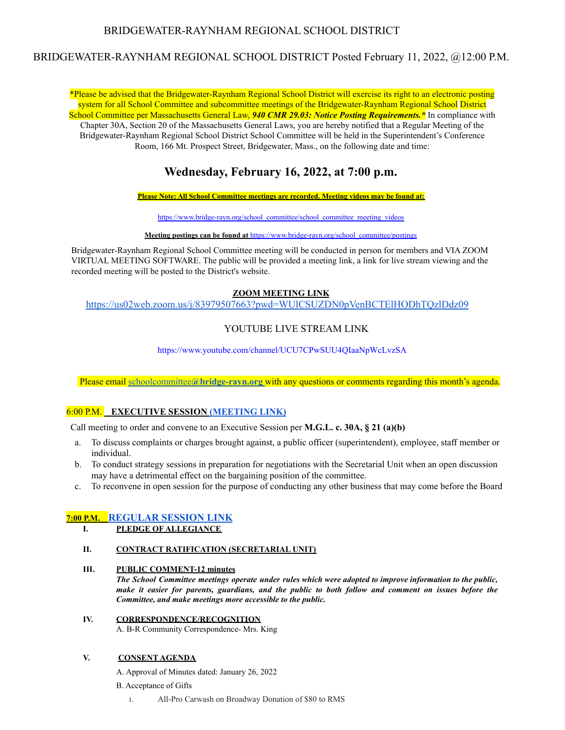BRIDGEWATER-RAYNHAM REGIONAL SCHOOL DISTRICT

BRIDGEWATER-RAYNHAM REGIONAL SCHOOL DISTRICT Posted February 11, 2022, @12:00 P.M.

*Please be advised that the Bridgewater-Raynham Regional School District will exercise its right to an electronic posting system for all School Committee and subcommittee meetings of the Bridgewater-Raynham Regional School District School Committee per Massachusetts General Law, ***940 CMR 29.03: Notice Posting Requirements.**** In compliance with Chapter 30A, Section 20 of the Massachusetts General Laws, you are hereby notified that a Regular Meeting of the Bridgewater-Raynham Regional School District School Committee will be held in the Superintendent's Conference Room, 166 Mt. Prospect Street, Bridgewater, Mass., on the following date and time:

# Wednesday, February 16, 2022, at 7:00 p.m.

**Please Note: All School Committee meetings are recorded. Meeting videos may be found at:**

https://www.bridge-rayn.org/school_committee/school_committee_meeting_videos

**Meeting postings can be found at** https://www.bridge-rayn.org/school_committee/postings

Bridgewater-Raynham Regional School Committee meeting will be conducted in person for members and VIA ZOOM VIRTUAL MEETING SOFTWARE. The public will be provided a meeting link, a link for live stream viewing and the recorded meeting will be posted to the District's website.

**ZOOM MEETING LINK**

https://us02web.zoom.us/j/83979507663?pwd=WUlCSUZDN0pVenBCTElHODhTQzlDdz09

YOUTUBE LIVE STREAM LINK

https://www.youtube.com/channel/UCU7CPwSUU4QIaaNpWcLvzSA

Please email schoolcommittee@**bridge-rayn.org** with any questions or comments regarding this month's agenda.

## 6:00 P.M. **EXECUTIVE SESSION (MEETING LINK)**

Call meeting to order and convene to an Executive Session per **M.G.L. c. 30A, § 21 (a)(b)**

a. To discuss complaints or charges brought against, a public officer (superintendent), employee, staff member or individual.
b. To conduct strategy sessions in preparation for negotiations with the Secretarial Unit when an open discussion may have a detrimental effect on the bargaining position of the committee.
c. To reconvene in open session for the purpose of conducting any other business that may come before the Board

## 7:00 P.M. REGULAR SESSION LINK

**I. PLEDGE OF ALLEGIANCE**

**II. CONTRACT RATIFICATION (SECRETARIAL UNIT)**

**III. PUBLIC COMMENT-12 minutes**

***The School Committee meetings operate under rules which were adopted to improve information to the public, make it easier for parents, guardians, and the public to both follow and comment on issues before the Committee, and make meetings more accessible to the public.***

**IV. CORRESPONDENCE/RECOGNITION**

A. B-R Community Correspondence- Mrs. King

**V. CONSENT AGENDA**

A. Approval of Minutes dated: January 26, 2022

B. Acceptance of Gifts

1. All-Pro Carwash on Broadway Donation of $80 to RMS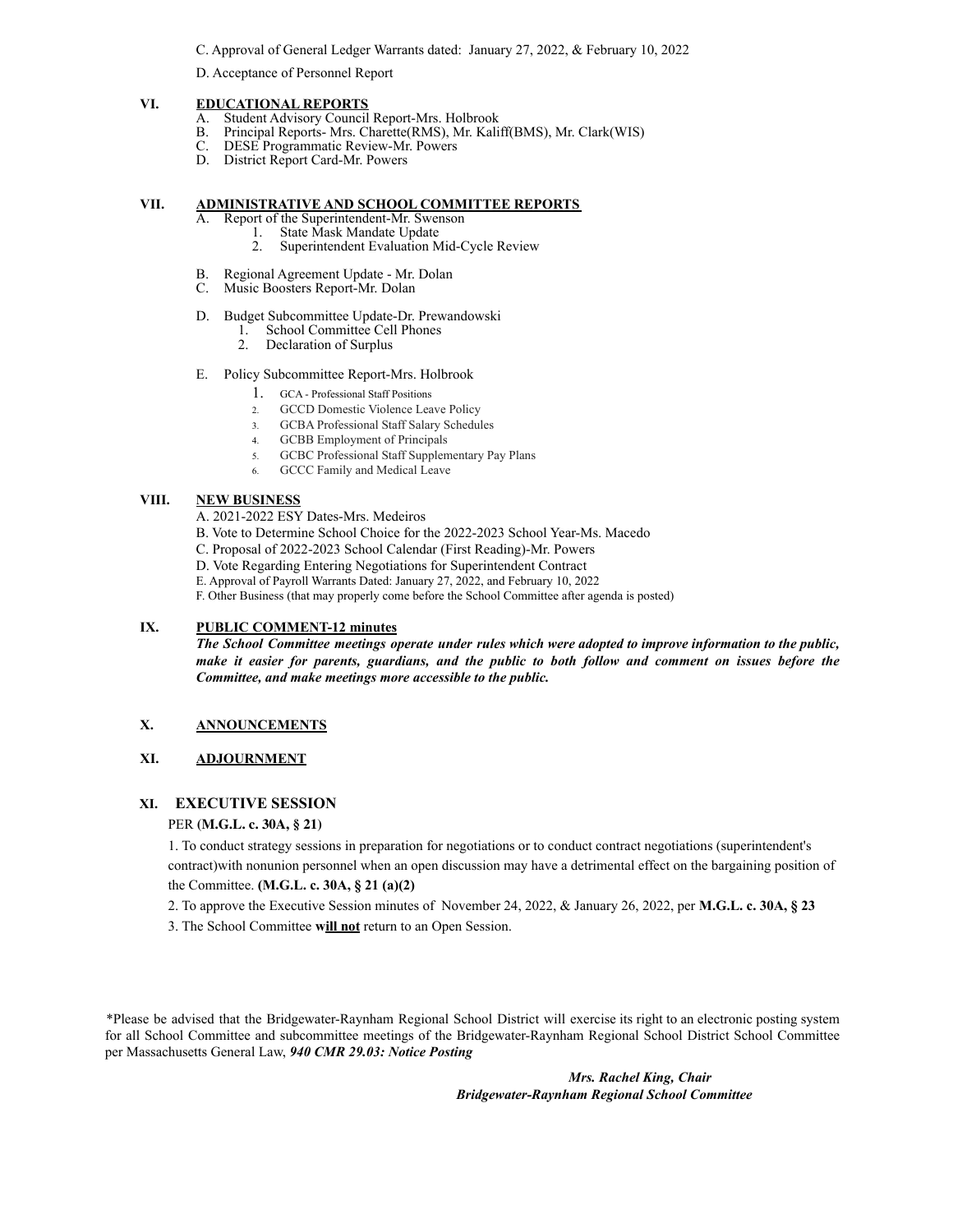C. Approval of General Ledger Warrants dated: January 27, 2022, & February 10, 2022

D. Acceptance of Personnel Report

## VI. EDUCATIONAL REPORTS

A. Student Advisory Council Report-Mrs. Holbrook
B. Principal Reports- Mrs. Charette(RMS), Mr. Kaliff(BMS), Mr. Clark(WIS)
C. DESE Programmatic Review-Mr. Powers
D. District Report Card-Mr. Powers

## VII. ADMINISTRATIVE AND SCHOOL COMMITTEE REPORTS

A. Report of the Superintendent-Mr. Swenson
   1. State Mask Mandate Update
   2. Superintendent Evaluation Mid-Cycle Review

B. Regional Agreement Update - Mr. Dolan
C. Music Boosters Report-Mr. Dolan

D. Budget Subcommittee Update-Dr. Prewandowski
   1. School Committee Cell Phones
   2. Declaration of Surplus

E. Policy Subcommittee Report-Mrs. Holbrook
   1. GCA - Professional Staff Positions
   2. GCCD Domestic Violence Leave Policy
   3. GCBA Professional Staff Salary Schedules
   4. GCBB Employment of Principals
   5. GCBC Professional Staff Supplementary Pay Plans
   6. GCCC Family and Medical Leave

## VIII. NEW BUSINESS

A. 2021-2022 ESY Dates-Mrs. Medeiros
B. Vote to Determine School Choice for the 2022-2023 School Year-Ms. Macedo
C. Proposal of 2022-2023 School Calendar (First Reading)-Mr. Powers
D. Vote Regarding Entering Negotiations for Superintendent Contract
E. Approval of Payroll Warrants Dated: January 27, 2022, and February 10, 2022
F. Other Business (that may properly come before the School Committee after agenda is posted)

## IX. PUBLIC COMMENT-12 minutes

***The School Committee meetings operate under rules which were adopted to improve information to the public, make it easier for parents, guardians, and the public to both follow and comment on issues before the Committee, and make meetings more accessible to the public.***

## X. ANNOUNCEMENTS

## XI. ADJOURNMENT

## XI. EXECUTIVE SESSION

PER (**M.G.L. c. 30A, § 21**)

1. To conduct strategy sessions in preparation for negotiations or to conduct contract negotiations (superintendent's contract)with nonunion personnel when an open discussion may have a detrimental effect on the bargaining position of the Committee. **(M.G.L. c. 30A, § 21 (a)(2)**

2. To approve the Executive Session minutes of November 24, 2022, & January 26, 2022, per **M.G.L. c. 30A, § 23**

3. The School Committee **will not** return to an Open Session.

*Please be advised that the Bridgewater-Raynham Regional School District will exercise its right to an electronic posting system for all School Committee and subcommittee meetings of the Bridgewater-Raynham Regional School District School Committee per Massachusetts General Law, ***940 CMR 29.03: Notice Posting***

***Mrs. Rachel King, Chair***
***Bridgewater-Raynham Regional School Committee***